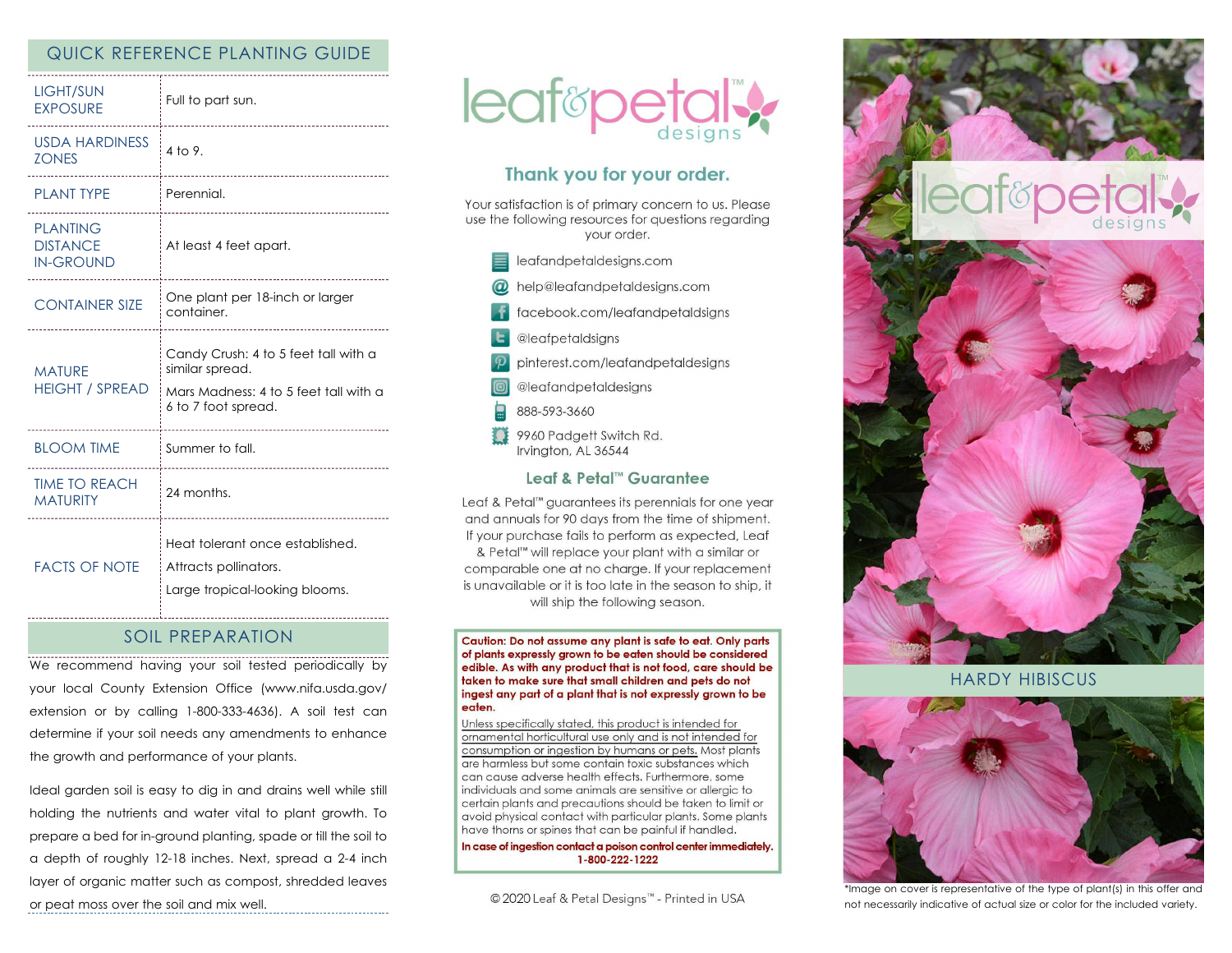## QUICK REFERENCE PLANTING GUIDE

| | |
|---|---|
| LIGHT/SUN EXPOSURE | Full to part sun. |
| USDA HARDINESS ZONES | 4 to 9. |
| PLANT TYPE | Perennial. |
| PLANTING DISTANCE IN-GROUND | At least 4 feet apart. |
| CONTAINER SIZE | One plant per 18-inch or larger container. |
| MATURE HEIGHT / SPREAD | Candy Crush: 4 to 5 feet tall with a similar spread. Mars Madness: 4 to 5 feet tall with a 6 to 7 foot spread. |
| BLOOM TIME | Summer to fall. |
| TIME TO REACH MATURITY | 24 months. |
| FACTS OF NOTE | Heat tolerant once established. Attracts pollinators. Large tropical-looking blooms. |

## SOIL PREPARATION

We recommend having your soil tested periodically by your local County Extension Office (www.nifa.usda.gov/extension or by calling 1-800-333-4636). A soil test can determine if your soil needs any amendments to enhance the growth and performance of your plants.

Ideal garden soil is easy to dig in and drains well while still holding the nutrients and water vital to plant growth. To prepare a bed for in-ground planting, spade or till the soil to a depth of roughly 12-18 inches. Next, spread a 2-4 inch layer of organic matter such as compost, shredded leaves or peat moss over the soil and mix well.

# leaf&petal™ designs

## Thank you for your order.

Your satisfaction is of primary concern to us. Please use the following resources for questions regarding your order.

- leafandpetaldesigns.com
- help@leafandpetaldesigns.com
- facebook.com/leafandpetaldsigns
- @leafpetaldsigns
- pinterest.com/leafandpetaldesigns
- @leafandpetaldesigns
- 888-593-3660
- 9960 Padgett Switch Rd. Irvington, AL 36544

## Leaf & Petal™ Guarantee

Leaf & Petal™ guarantees its perennials for one year and annuals for 90 days from the time of shipment. If your purchase fails to perform as expected, Leaf & Petal™ will replace your plant with a similar or comparable one at no charge. If your replacement is unavailable or it is too late in the season to ship, it will ship the following season.

**Caution: Do not assume any plant is safe to eat. Only parts of plants expressly grown to be eaten should be considered edible. As with any product that is not food, care should be taken to make sure that small children and pets do not ingest any part of a plant that is not expressly grown to be eaten.**

Unless specifically stated, this product is intended for ornamental horticultural use only and is not intended for consumption or ingestion by humans or pets. Most plants are harmless but some contain toxic substances which can cause adverse health effects. Furthermore, some individuals and some animals are sensitive or allergic to certain plants and precautions should be taken to limit or avoid physical contact with particular plants. Some plants have thorns or spines that can be painful if handled.

**In case of ingestion contact a poison control center immediately. 1-800-222-1222**

© 2020 Leaf & Petal Designs™ - Printed in USA

leaf&petal™ designs

HARDY HIBISCUS

*Image on cover is representative of the type of plant(s) in this offer and not necessarily indicative of actual size or color for the included variety.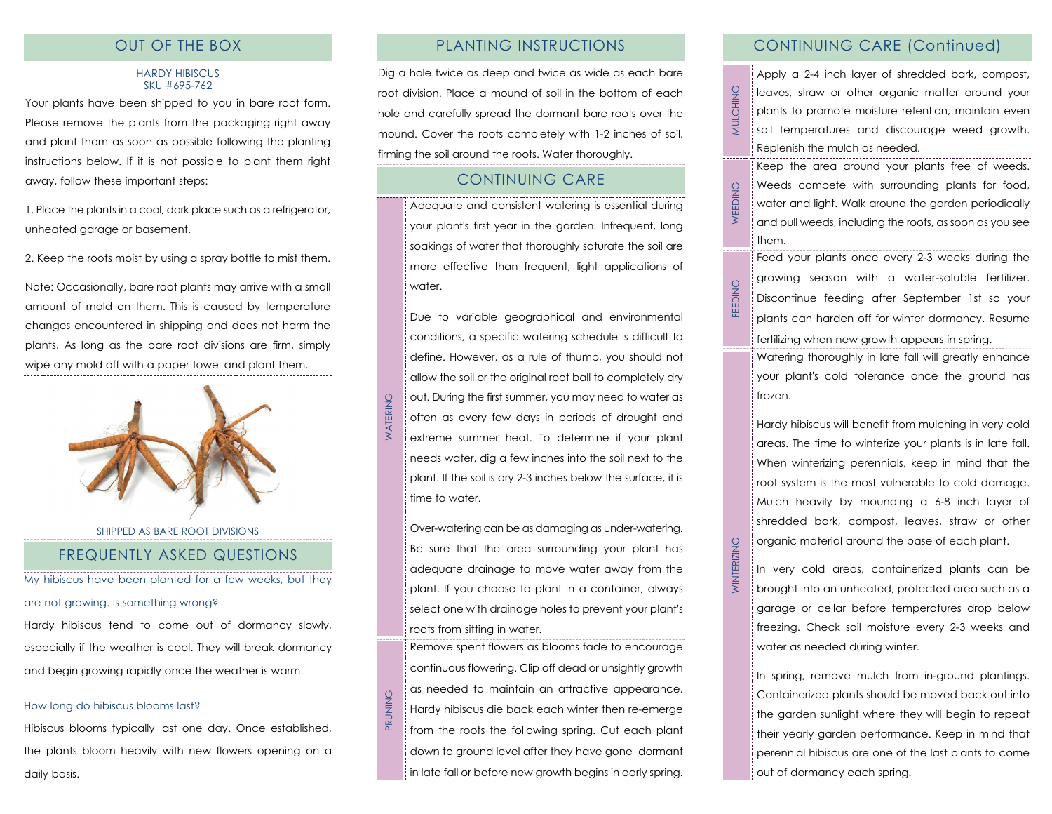## OUT OF THE BOX

HARDY HIBISCUS
SKU #695-762

Your plants have been shipped to you in bare root form. Please remove the plants from the packaging right away and plant them as soon as possible following the planting instructions below. If it is not possible to plant them right away, follow these important steps:

1. Place the plants in a cool, dark place such as a refrigerator, unheated garage or basement.

2. Keep the roots moist by using a spray bottle to mist them.

Note: Occasionally, bare root plants may arrive with a small amount of mold on them. This is caused by temperature changes encountered in shipping and does not harm the plants. As long as the bare root divisions are firm, simply wipe any mold off with a paper towel and plant them.

SHIPPED AS BARE ROOT DIVISIONS

## FREQUENTLY ASKED QUESTIONS

**My hibiscus have been planted for a few weeks, but they are not growing. Is something wrong?**

Hardy hibiscus tend to come out of dormancy slowly, especially if the weather is cool. They will break dormancy and begin growing rapidly once the weather is warm.

**How long do hibiscus blooms last?**

Hibiscus blooms typically last one day. Once established, the plants bloom heavily with new flowers opening on a daily basis.

## PLANTING INSTRUCTIONS

Dig a hole twice as deep and twice as wide as each bare root division. Place a mound of soil in the bottom of each hole and carefully spread the dormant bare roots over the mound. Cover the roots completely with 1-2 inches of soil, firming the soil around the roots. Water thoroughly.

## CONTINUING CARE

### WATERING

Adequate and consistent watering is essential during your plant's first year in the garden. Infrequent, long soakings of water that thoroughly saturate the soil are more effective than frequent, light applications of water.

Due to variable geographical and environmental conditions, a specific watering schedule is difficult to define. However, as a rule of thumb, you should not allow the soil or the original root ball to completely dry out. During the first summer, you may need to water as often as every few days in periods of drought and extreme summer heat. To determine if your plant needs water, dig a few inches into the soil next to the plant. If the soil is dry 2-3 inches below the surface, it is time to water.

Over-watering can be as damaging as under-watering. Be sure that the area surrounding your plant has adequate drainage to move water away from the plant. If you choose to plant in a container, always select one with drainage holes to prevent your plant's roots from sitting in water.

### PRUNING

Remove spent flowers as blooms fade to encourage continuous flowering. Clip off dead or unsightly growth as needed to maintain an attractive appearance. Hardy hibiscus die back each winter then re-emerge from the roots the following spring. Cut each plant down to ground level after they have gone dormant in late fall or before new growth begins in early spring.

## CONTINUING CARE (Continued)

### MULCHING

Apply a 2-4 inch layer of shredded bark, compost, leaves, straw or other organic matter around your plants to promote moisture retention, maintain even soil temperatures and discourage weed growth. Replenish the mulch as needed.

### WEEDING

Keep the area around your plants free of weeds. Weeds compete with surrounding plants for food, water and light. Walk around the garden periodically and pull weeds, including the roots, as soon as you see them.

### FEEDING

Feed your plants once every 2-3 weeks during the growing season with a water-soluble fertilizer. Discontinue feeding after September 1st so your plants can harden off for winter dormancy. Resume fertilizing when new growth appears in spring.

### WINTERIZING

Watering thoroughly in late fall will greatly enhance your plant's cold tolerance once the ground has frozen.

Hardy hibiscus will benefit from mulching in very cold areas. The time to winterize your plants is in late fall. When winterizing perennials, keep in mind that the root system is the most vulnerable to cold damage. Mulch heavily by mounding a 6-8 inch layer of shredded bark, compost, leaves, straw or other organic material around the base of each plant.

In very cold areas, containerized plants can be brought into an unheated, protected area such as a garage or cellar before temperatures drop below freezing. Check soil moisture every 2-3 weeks and water as needed during winter.

In spring, remove mulch from in-ground plantings. Containerized plants should be moved back out into the garden sunlight where they will begin to repeat their yearly garden performance. Keep in mind that perennial hibiscus are one of the last plants to come out of dormancy each spring.